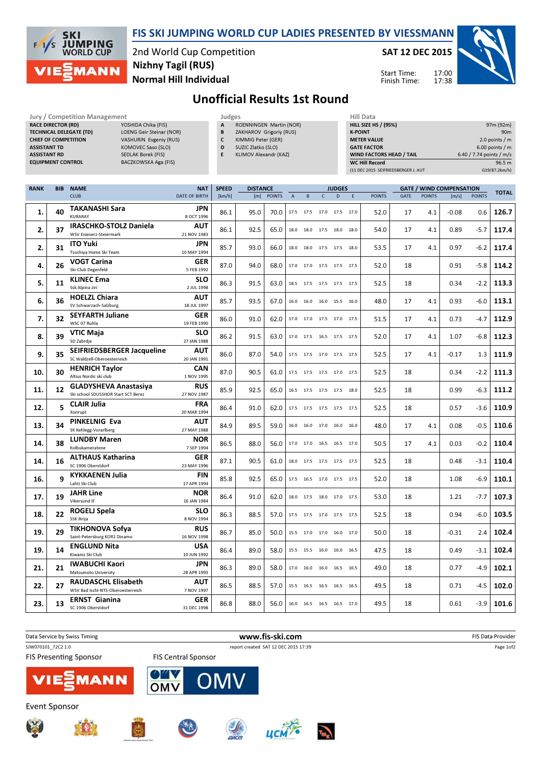# FIS SKI JUMPING WORLD CUP LADIES PRESENTED BY VIESSMANN

2nd World Cup Competition
Nizhny Tagil (RUS)
Normal Hill Individual

**SAT 12 DEC 2015**

Start Time: 17:00
Finish Time: 17:38

## Unofficial Results 1st Round

**Jury / Competition Management**

| | |
|---|---|
| RACE DIRECTOR (RD) | YOSHIDA Chika (FIS) |
| TECHNICAL DELEGATE (TD) | LOENG Geir Steinar (NOR) |
| CHIEF OF COMPETITION | VASHURIN Evgeniy (RUS) |
| ASSISTANT TD | KOMOVEC Saso (SLO) |
| ASSISTANT RD | SEDLAK Borek (FIS) |
| EQUIPMENT CONTROL | BACZKOWSKA Aga (FIS) |

**Judges**

| | |
|---|---|
| A | ROENNINGEN Martin (NOR) |
| B | ZAKHAROV Grigoriy (RUS) |
| C | KIMMIG Peter (GER) |
| D | SUZIC Zlatko (SLO) |
| E | KLIMOV Alexandr (KAZ) |

**Hill Data**

| | |
|---|---|
| HILL SIZE HS / (95%) | 97m (92m) |
| K-POINT | 90m |
| METER VALUE | 2.0 points / m |
| GATE FACTOR | 6.00 points / m |
| WIND FACTORS HEAD / TAIL | 6.40 / 7.74 points / m/s |
| WC Hill Record | 96.5 m |
| (11 DEC 2015 SEIFRIEDSBERGER J. AUT | G19/87.2km/h) |

| RANK | BIB | NAME / CLUB | NAT / DATE OF BIRTH | SPEED [km/h] | DISTANCE [m] | DISTANCE POINTS | A | B | C | D | E | JUDGES POINTS | GATE | GATE POINTS | WIND [m/s] | WIND POINTS | TOTAL |
|---|---|---|---|---|---|---|---|---|---|---|---|---|---|---|---|---|---|
| 1. | 40 | TAKANASHI Sara / KURARAY | JPN / 8 OCT 1996 | 86.1 | 95.0 | 70.0 | 17.5 | 17.5 | 17.0 | 17.5 | 17.0 | 52.0 | 17 | 4.1 | -0.08 | 0.6 | 126.7 |
| 2. | 37 | IRASCHKO-STOLZ Daniela / WSV Eisenerz-Steiermark | AUT / 21 NOV 1983 | 86.1 | 92.5 | 65.0 | 18.0 | 18.0 | 17.5 | 18.0 | 18.0 | 54.0 | 17 | 4.1 | 0.89 | -5.7 | 117.4 |
| 2. | 31 | ITO Yuki / Tsuchiya Home Ski Team | JPN / 10 MAY 1994 | 85.7 | 93.0 | 66.0 | 18.0 | 18.0 | 17.5 | 17.5 | 18.0 | 53.5 | 17 | 4.1 | 0.97 | -6.2 | 117.4 |
| 4. | 26 | VOGT Carina / Ski-Club Degenfeld | GER / 5 FEB 1992 | 87.0 | 94.0 | 68.0 | 17.0 | 17.0 | 17.5 | 17.5 | 17.5 | 52.0 | 18 | | 0.91 | -5.8 | 114.2 |
| 5. | 11 | KLINEC Ema / Ssk Alpina ziri | SLO / 2 JUL 1998 | 86.3 | 91.5 | 63.0 | 18.5 | 17.5 | 17.5 | 17.5 | 17.5 | 52.5 | 18 | | 0.34 | -2.2 | 113.3 |
| 6. | 36 | HOELZL Chiara / SV Schwarzach-Salzburg | AUT / 18 JUL 1997 | 85.7 | 93.5 | 67.0 | 16.0 | 16.0 | 16.0 | 15.5 | 16.0 | 48.0 | 17 | 4.1 | 0.93 | -6.0 | 113.1 |
| 7. | 32 | SEYFARTH Juliane / WSC 07 Ruhla | GER / 19 FEB 1990 | 86.0 | 91.0 | 62.0 | 17.0 | 17.0 | 17.5 | 17.0 | 17.5 | 51.5 | 17 | 4.1 | 0.73 | -4.7 | 112.9 |
| 8. | 39 | VTIC Maja / SD Zabrdje | SLO / 27 JAN 1988 | 86.2 | 91.5 | 63.0 | 17.0 | 17.5 | 16.5 | 17.5 | 17.5 | 52.0 | 17 | 4.1 | 1.07 | -6.8 | 112.3 |
| 9. | 35 | SEIFRIEDSBERGER Jacqueline / SC Waldzell-Oberoesterreich | AUT / 20 JAN 1991 | 86.0 | 87.0 | 54.0 | 17.5 | 17.5 | 17.0 | 17.5 | 17.5 | 52.5 | 17 | 4.1 | -0.17 | 1.3 | 111.9 |
| 10. | 30 | HENRICH Taylor / Altius Nordic ski club | CAN / 1 NOV 1995 | 87.0 | 90.5 | 61.0 | 17.5 | 17.5 | 17.5 | 17.0 | 17.5 | 52.5 | 18 | | 0.34 | -2.2 | 111.3 |
| 11. | 12 | GLADYSHEVA Anastasiya / Ski school SDUSSHOR Start SCT Berez | RUS / 27 NOV 1987 | 85.9 | 92.5 | 65.0 | 16.5 | 17.5 | 17.5 | 17.5 | 18.0 | 52.5 | 18 | | 0.99 | -6.3 | 111.2 |
| 12. | 5 | CLAIR Julia / Xonrupt | FRA / 20 MAR 1994 | 86.4 | 91.0 | 62.0 | 17.5 | 17.5 | 17.5 | 17.5 | 17.5 | 52.5 | 18 | | 0.57 | -3.6 | 110.9 |
| 13. | 34 | PINKELNIG Eva / SK Kehlegg-Vorarlberg | AUT / 27 MAY 1988 | 84.9 | 89.5 | 59.0 | 16.0 | 16.0 | 17.0 | 16.0 | 16.0 | 48.0 | 17 | 4.1 | 0.08 | -0.5 | 110.6 |
| 14. | 38 | LUNDBY Maren / Kolbukameratene | NOR / 7 SEP 1994 | 86.5 | 88.0 | 56.0 | 17.0 | 17.0 | 16.5 | 16.5 | 17.0 | 50.5 | 17 | 4.1 | 0.03 | -0.2 | 110.4 |
| 14. | 16 | ALTHAUS Katharina / SC 1906 Oberstdorf | GER / 23 MAY 1996 | 87.1 | 90.5 | 61.0 | 18.0 | 17.5 | 17.5 | 17.5 | 17.5 | 52.5 | 18 | | 0.48 | -3.1 | 110.4 |
| 16. | 9 | KYKKAENEN Julia / Lahti Ski Club | FIN / 17 APR 1994 | 85.8 | 92.5 | 65.0 | 17.5 | 16.5 | 17.0 | 17.5 | 17.5 | 52.0 | 18 | | 1.08 | -6.9 | 110.1 |
| 17. | 19 | JAHR Line / Vikersund IF | NOR / 16 JAN 1984 | 86.4 | 91.0 | 62.0 | 18.0 | 17.5 | 18.0 | 17.0 | 17.5 | 53.0 | 18 | | 1.21 | -7.7 | 107.3 |
| 18. | 22 | ROGELJ Spela / SSK Ilirija | SLO / 8 NOV 1994 | 86.3 | 88.5 | 57.0 | 17.5 | 17.5 | 17.0 | 17.5 | 17.5 | 52.5 | 18 | | 0.94 | -6.0 | 103.5 |
| 19. | 29 | TIKHONOVA Sofya / Saint-Petersburg KOR1 Dinamo | RUS / 16 NOV 1998 | 86.7 | 85.0 | 50.0 | 15.5 | 17.0 | 17.0 | 16.0 | 17.0 | 50.0 | 18 | | -0.31 | 2.4 | 102.4 |
| 19. | 14 | ENGLUND Nita / Kiwanis Ski Club | USA / 10 JUN 1992 | 86.4 | 89.0 | 58.0 | 15.5 | 15.5 | 16.0 | 16.0 | 16.5 | 47.5 | 18 | | 0.49 | -3.1 | 102.4 |
| 21. | 21 | IWABUCHI Kaori / Matsumoto University | JPN / 28 APR 1993 | 86.3 | 89.0 | 58.0 | 17.0 | 16.0 | 16.0 | 16.5 | 16.5 | 49.0 | 18 | | 0.77 | -4.9 | 102.1 |
| 22. | 27 | RAUDASCHL Elisabeth / WSV Bad Ischl-NTS-Oberoesterreich | AUT / 7 NOV 1997 | 86.5 | 88.5 | 57.0 | 15.5 | 16.5 | 16.5 | 16.5 | 16.5 | 49.5 | 18 | | 0.71 | -4.5 | 102.0 |
| 23. | 13 | ERNST Gianina / SC 1906 Oberstdorf | GER / 31 DEC 1998 | 86.8 | 88.0 | 56.0 | 16.0 | 16.5 | 16.5 | 16.5 | 17.0 | 49.5 | 18 | | 0.61 | -3.9 | 101.6 |

Data Service by Swiss Timing — www.fis-ski.com — FIS Data Provider

SJW070101_72C2 1.0 — report created SAT 12 DEC 2015 17:39

FIS Presenting Sponsor: VIESSMANN — FIS Central Sponsor: OMV

Event Sponsor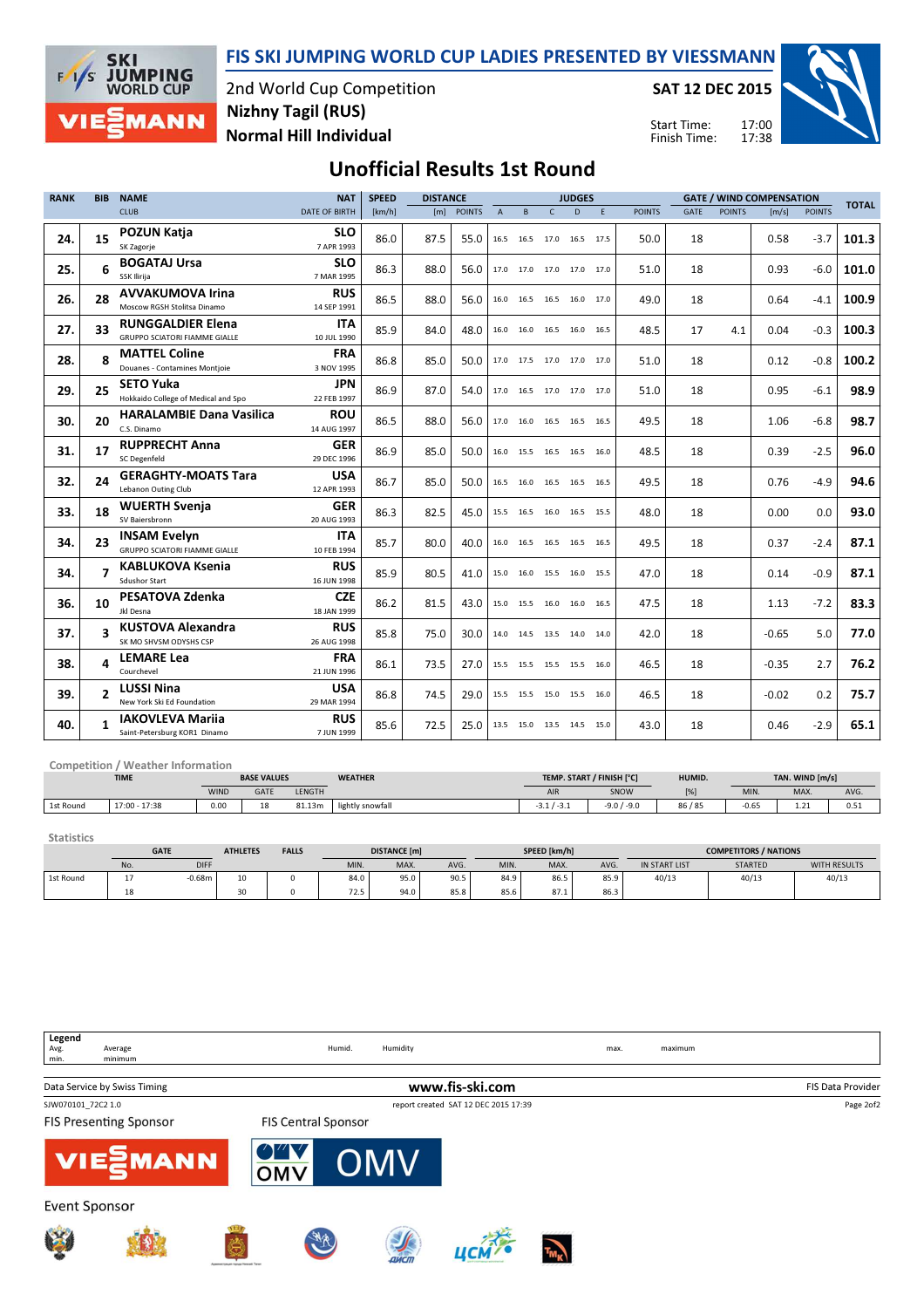# FIS SKI JUMPING WORLD CUP LADIES PRESENTED BY VIESSMANN

2nd World Cup Competition
Nizhny Tagil (RUS)
Normal Hill Individual

SAT 12 DEC 2015

Start Time: 17:00
Finish Time: 17:38

## Unofficial Results 1st Round

| RANK | BIB | NAME / CLUB | NAT / DATE OF BIRTH | SPEED [km/h] | DISTANCE [m] | DISTANCE POINTS | A | B | C | D | E | JUDGES POINTS | GATE | GATE POINTS | WIND [m/s] | WIND POINTS | TOTAL |
|---|---|---|---|---|---|---|---|---|---|---|---|---|---|---|---|---|---|
| 24. | 15 | POZUN Katja / SK Zagorje | SLO / 7 APR 1993 | 86.0 | 87.5 | 55.0 | 16.5 | 16.5 | 17.0 | 16.5 | 17.5 | 50.0 | 18 | | 0.58 | -3.7 | 101.3 |
| 25. | 6 | BOGATAJ Ursa / SSK Ilirija | SLO / 7 MAR 1995 | 86.3 | 88.0 | 56.0 | 17.0 | 17.0 | 17.0 | 17.0 | 17.0 | 51.0 | 18 | | 0.93 | -6.0 | 101.0 |
| 26. | 28 | AVVAKUMOVA Irina / Moscow RGSH Stolitsa Dinamo | RUS / 14 SEP 1991 | 86.5 | 88.0 | 56.0 | 16.0 | 16.5 | 16.5 | 16.0 | 17.0 | 49.0 | 18 | | 0.64 | -4.1 | 100.9 |
| 27. | 33 | RUNGGALDIER Elena / GRUPPO SCIATORI FIAMME GIALLE | ITA / 10 JUL 1990 | 85.9 | 84.0 | 48.0 | 16.0 | 16.0 | 16.5 | 16.0 | 16.5 | 48.5 | 17 | 4.1 | 0.04 | -0.3 | 100.3 |
| 28. | 8 | MATTEL Coline / Douanes - Contamines Montjoie | FRA / 3 NOV 1995 | 86.8 | 85.0 | 50.0 | 17.0 | 17.5 | 17.0 | 17.0 | 17.0 | 51.0 | 18 | | 0.12 | -0.8 | 100.2 |
| 29. | 25 | SETO Yuka / Hokkaido College of Medical and Spo | JPN / 22 FEB 1997 | 86.9 | 87.0 | 54.0 | 17.0 | 16.5 | 17.0 | 17.0 | 17.0 | 51.0 | 18 | | 0.95 | -6.1 | 98.9 |
| 30. | 20 | HARALAMBIE Dana Vasilica / C.S. Dinamo | ROU / 14 AUG 1997 | 86.5 | 88.0 | 56.0 | 17.0 | 16.0 | 16.5 | 16.5 | 16.5 | 49.5 | 18 | | 1.06 | -6.8 | 98.7 |
| 31. | 17 | RUPPRECHT Anna / SC Degenfeld | GER / 29 DEC 1996 | 86.9 | 85.0 | 50.0 | 16.0 | 15.5 | 16.5 | 16.5 | 16.0 | 48.5 | 18 | | 0.39 | -2.5 | 96.0 |
| 32. | 24 | GERAGHTY-MOATS Tara / Lebanon Outing Club | USA / 12 APR 1993 | 86.7 | 85.0 | 50.0 | 16.5 | 16.0 | 16.5 | 16.5 | 16.5 | 49.5 | 18 | | 0.76 | -4.9 | 94.6 |
| 33. | 18 | WUERTH Svenja / SV Baiersbronn | GER / 20 AUG 1993 | 86.3 | 82.5 | 45.0 | 15.5 | 16.5 | 16.0 | 16.5 | 15.5 | 48.0 | 18 | | 0.00 | 0.0 | 93.0 |
| 34. | 23 | INSAM Evelyn / GRUPPO SCIATORI FIAMME GIALLE | ITA / 10 FEB 1994 | 85.7 | 80.0 | 40.0 | 16.0 | 16.5 | 16.5 | 16.5 | 16.5 | 49.5 | 18 | | 0.37 | -2.4 | 87.1 |
| 34. | 7 | KABLUKOVA Ksenia / Sdushor Start | RUS / 16 JUN 1998 | 85.9 | 80.5 | 41.0 | 15.0 | 16.0 | 15.5 | 16.0 | 15.5 | 47.0 | 18 | | 0.14 | -0.9 | 87.1 |
| 36. | 10 | PESATOVA Zdenka / Jkl Desna | CZE / 18 JAN 1999 | 86.2 | 81.5 | 43.0 | 15.0 | 15.5 | 16.0 | 16.0 | 16.5 | 47.5 | 18 | | 1.13 | -7.2 | 83.3 |
| 37. | 3 | KUSTOVA Alexandra / SK MO SHVSM ODYSHS CSP | RUS / 26 AUG 1998 | 85.8 | 75.0 | 30.0 | 14.0 | 14.5 | 13.5 | 14.0 | 14.0 | 42.0 | 18 | | -0.65 | 5.0 | 77.0 |
| 38. | 4 | LEMARE Lea / Courchevel | FRA / 21 JUN 1996 | 86.1 | 73.5 | 27.0 | 15.5 | 15.5 | 15.5 | 15.5 | 16.0 | 46.5 | 18 | | -0.35 | 2.7 | 76.2 |
| 39. | 2 | LUSSI Nina / New York Ski Ed Foundation | USA / 29 MAR 1994 | 86.8 | 74.5 | 29.0 | 15.5 | 15.5 | 15.0 | 15.5 | 16.0 | 46.5 | 18 | | -0.02 | 0.2 | 75.7 |
| 40. | 1 | IAKOVLEVA Mariia / Saint-Petersburg KOR1 Dinamo | RUS / 7 JUN 1999 | 85.6 | 72.5 | 25.0 | 13.5 | 15.0 | 13.5 | 14.5 | 15.0 | 43.0 | 18 | | 0.46 | -2.9 | 65.1 |

### Competition / Weather Information

| | TIME | BASE VALUES WIND | BASE VALUES GATE | BASE VALUES LENGTH | WEATHER | TEMP. START / FINISH [°C] AIR | TEMP. START / FINISH [°C] SNOW | HUMID. [%] | TAN. WIND [m/s] MIN. | TAN. WIND [m/s] MAX. | TAN. WIND [m/s] AVG. |
|---|---|---|---|---|---|---|---|---|---|---|---|
| 1st Round | 17:00 - 17:38 | 0.00 | 18 | 81.13m | lightly snowfall | -3.1 / -3.1 | -9.0 / -9.0 | 86 / 85 | -0.65 | 1.21 | 0.51 |

### Statistics

| | GATE No. | GATE DIFF | ATHLETES | FALLS | DISTANCE [m] MIN. | DISTANCE [m] MAX. | DISTANCE [m] AVG. | SPEED [km/h] MIN. | SPEED [km/h] MAX. | SPEED [km/h] AVG. | COMPETITORS / NATIONS IN START LIST | COMPETITORS / NATIONS STARTED | COMPETITORS / NATIONS WITH RESULTS |
|---|---|---|---|---|---|---|---|---|---|---|---|---|---|
| 1st Round | 17 | -0.68m | 10 | 0 | 84.0 | 95.0 | 90.5 | 84.9 | 86.5 | 85.9 | 40/13 | 40/13 | 40/13 |
| | 18 | | 30 | 0 | 72.5 | 94.0 | 85.8 | 85.6 | 87.1 | 86.3 | | | |

**Legend**
Avg. Average
min. minimum
Humid. Humidity
max. maximum

Data Service by Swiss Timing — www.fis-ski.com — FIS Data Provider

SJW070101_72C2 1.0 — report created SAT 12 DEC 2015 17:39

FIS Presenting Sponsor — FIS Central Sponsor

Event Sponsor